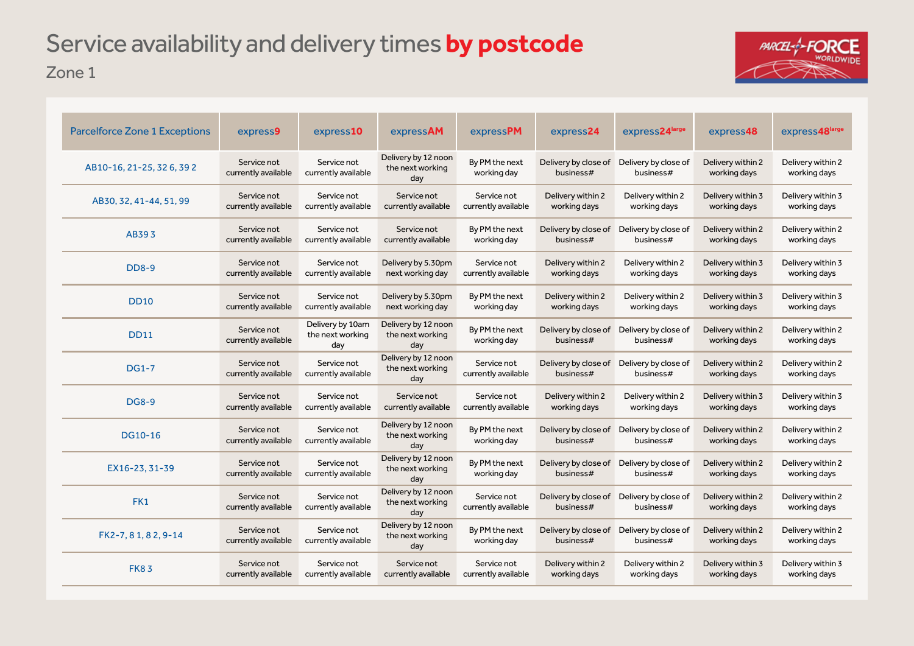# Service availability and delivery times **by postcode**

Zone 1

| Parcelforce Zone 1 Exceptions | express9 | express10 | expressAM | expressPM | express24 | express24large | express48 | express48large |
|---|---|---|---|---|---|---|---|---|
| AB10-16, 21-25, 32 6, 39 2 | Service not currently available | Service not currently available | Delivery by 12 noon the next working day | By PM the next working day | Delivery by close of business# | Delivery by close of business# | Delivery within 2 working days | Delivery within 2 working days |
| AB30, 32, 41-44, 51, 99 | Service not currently available | Service not currently available | Service not currently available | Service not currently available | Delivery within 2 working days | Delivery within 2 working days | Delivery within 3 working days | Delivery within 3 working days |
| AB39 3 | Service not currently available | Service not currently available | Service not currently available | By PM the next working day | Delivery by close of business# | Delivery by close of business# | Delivery within 2 working days | Delivery within 2 working days |
| DD8-9 | Service not currently available | Service not currently available | Delivery by 5.30pm next working day | Service not currently available | Delivery within 2 working days | Delivery within 2 working days | Delivery within 3 working days | Delivery within 3 working days |
| DD10 | Service not currently available | Service not currently available | Delivery by 5.30pm next working day | By PM the next working day | Delivery within 2 working days | Delivery within 2 working days | Delivery within 3 working days | Delivery within 3 working days |
| DD11 | Service not currently available | Delivery by 10am the next working day | Delivery by 12 noon the next working day | By PM the next working day | Delivery by close of business# | Delivery by close of business# | Delivery within 2 working days | Delivery within 2 working days |
| DG1-7 | Service not currently available | Service not currently available | Delivery by 12 noon the next working day | Service not currently available | Delivery by close of business# | Delivery by close of business# | Delivery within 2 working days | Delivery within 2 working days |
| DG8-9 | Service not currently available | Service not currently available | Service not currently available | Service not currently available | Delivery within 2 working days | Delivery within 2 working days | Delivery within 3 working days | Delivery within 3 working days |
| DG10-16 | Service not currently available | Service not currently available | Delivery by 12 noon the next working day | By PM the next working day | Delivery by close of business# | Delivery by close of business# | Delivery within 2 working days | Delivery within 2 working days |
| EX16-23, 31-39 | Service not currently available | Service not currently available | Delivery by 12 noon the next working day | By PM the next working day | Delivery by close of business# | Delivery by close of business# | Delivery within 2 working days | Delivery within 2 working days |
| FK1 | Service not currently available | Service not currently available | Delivery by 12 noon the next working day | Service not currently available | Delivery by close of business# | Delivery by close of business# | Delivery within 2 working days | Delivery within 2 working days |
| FK2-7, 8 1, 8 2, 9-14 | Service not currently available | Service not currently available | Delivery by 12 noon the next working day | By PM the next working day | Delivery by close of business# | Delivery by close of business# | Delivery within 2 working days | Delivery within 2 working days |
| FK8 3 | Service not currently available | Service not currently available | Service not currently available | Service not currently available | Delivery within 2 working days | Delivery within 2 working days | Delivery within 3 working days | Delivery within 3 working days |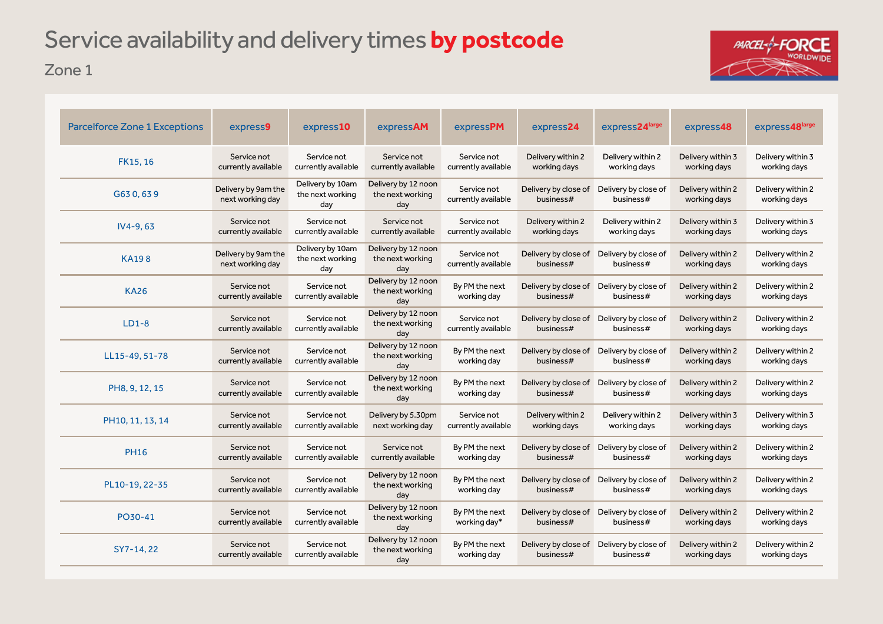# Service availability and delivery times **by postcode**

## Zone 1

| Parcelforce Zone 1 Exceptions | express9 | express10 | expressAM | expressPM | express24 | express24large | express48 | express48large |
|---|---|---|---|---|---|---|---|---|
| FK15, 16 | Service not currently available | Service not currently available | Service not currently available | Service not currently available | Delivery within 2 working days | Delivery within 2 working days | Delivery within 3 working days | Delivery within 3 working days |
| G63 0, 63 9 | Delivery by 9am the next working day | Delivery by 10am the next working day | Delivery by 12 noon the next working day | Service not currently available | Delivery by close of business# | Delivery by close of business# | Delivery within 2 working days | Delivery within 2 working days |
| IV4-9, 63 | Service not currently available | Service not currently available | Service not currently available | Service not currently available | Delivery within 2 working days | Delivery within 2 working days | Delivery within 3 working days | Delivery within 3 working days |
| KA19 8 | Delivery by 9am the next working day | Delivery by 10am the next working day | Delivery by 12 noon the next working day | Service not currently available | Delivery by close of business# | Delivery by close of business# | Delivery within 2 working days | Delivery within 2 working days |
| KA26 | Service not currently available | Service not currently available | Delivery by 12 noon the next working day | By PM the next working day | Delivery by close of business# | Delivery by close of business# | Delivery within 2 working days | Delivery within 2 working days |
| LD1-8 | Service not currently available | Service not currently available | Delivery by 12 noon the next working day | Service not currently available | Delivery by close of business# | Delivery by close of business# | Delivery within 2 working days | Delivery within 2 working days |
| LL15-49, 51-78 | Service not currently available | Service not currently available | Delivery by 12 noon the next working day | By PM the next working day | Delivery by close of business# | Delivery by close of business# | Delivery within 2 working days | Delivery within 2 working days |
| PH8, 9, 12, 15 | Service not currently available | Service not currently available | Delivery by 12 noon the next working day | By PM the next working day | Delivery by close of business# | Delivery by close of business# | Delivery within 2 working days | Delivery within 2 working days |
| PH10, 11, 13, 14 | Service not currently available | Service not currently available | Delivery by 5.30pm next working day | Service not currently available | Delivery within 2 working days | Delivery within 2 working days | Delivery within 3 working days | Delivery within 3 working days |
| PH16 | Service not currently available | Service not currently available | Service not currently available | By PM the next working day | Delivery by close of business# | Delivery by close of business# | Delivery within 2 working days | Delivery within 2 working days |
| PL10-19, 22-35 | Service not currently available | Service not currently available | Delivery by 12 noon the next working day | By PM the next working day | Delivery by close of business# | Delivery by close of business# | Delivery within 2 working days | Delivery within 2 working days |
| PO30-41 | Service not currently available | Service not currently available | Delivery by 12 noon the next working day | By PM the next working day* | Delivery by close of business# | Delivery by close of business# | Delivery within 2 working days | Delivery within 2 working days |
| SY7-14, 22 | Service not currently available | Service not currently available | Delivery by 12 noon the next working day | By PM the next working day | Delivery by close of business# | Delivery by close of business# | Delivery within 2 working days | Delivery within 2 working days |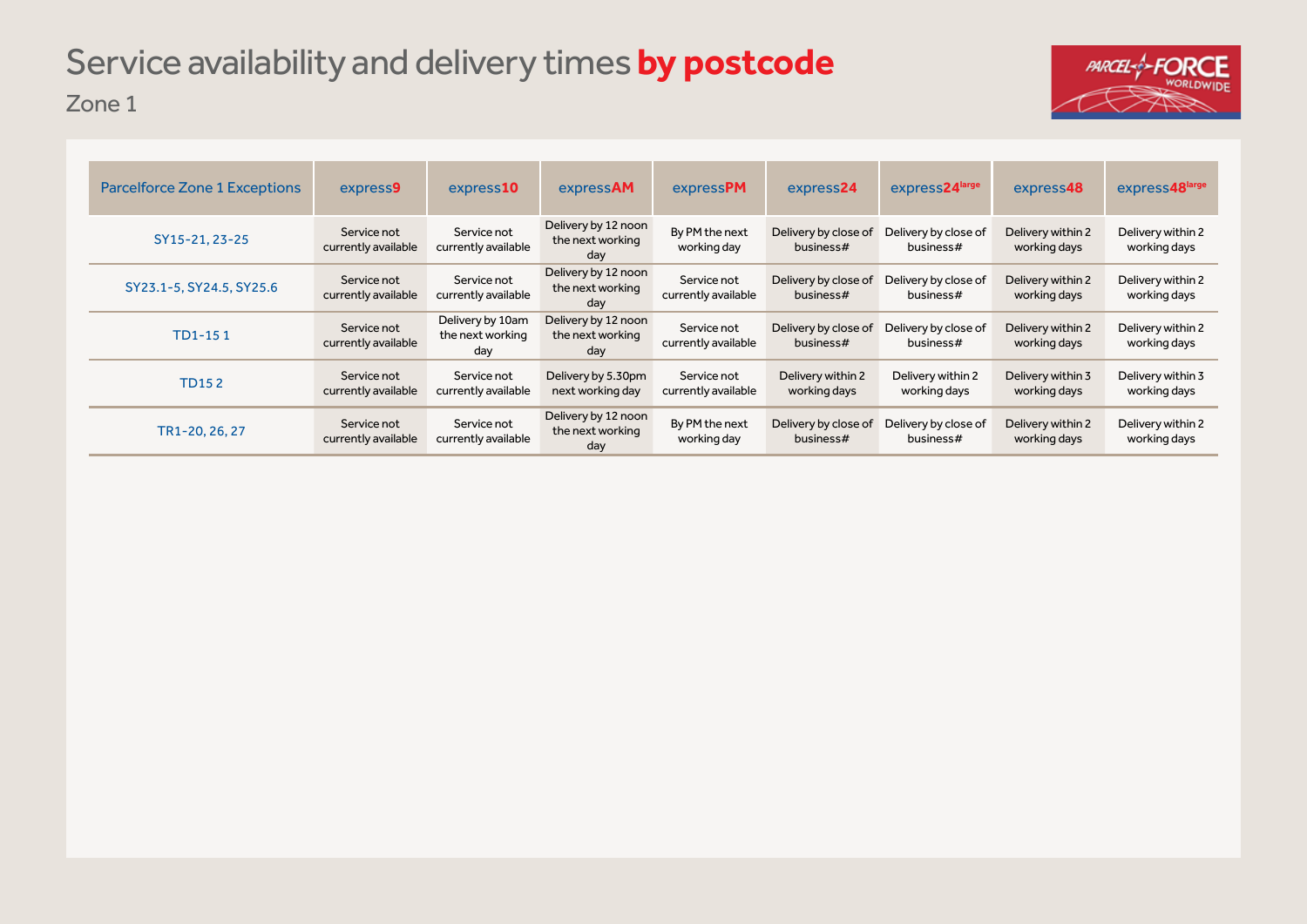# Service availability and delivery times **by postcode**

Zone 1

| Parcelforce Zone 1 Exceptions | express9 | express10 | expressAM | expressPM | express24 | express24[large] | express48 | express48[large] |
|---|---|---|---|---|---|---|---|---|
| SY15-21, 23-25 | Service not currently available | Service not currently available | Delivery by 12 noon the next working day | By PM the next working day | Delivery by close of business# | Delivery by close of business# | Delivery within 2 working days | Delivery within 2 working days |
| SY23.1-5, SY24.5, SY25.6 | Service not currently available | Service not currently available | Delivery by 12 noon the next working day | Service not currently available | Delivery by close of business# | Delivery by close of business# | Delivery within 2 working days | Delivery within 2 working days |
| TD1-15 1 | Service not currently available | Delivery by 10am the next working day | Delivery by 12 noon the next working day | Service not currently available | Delivery by close of business# | Delivery by close of business# | Delivery within 2 working days | Delivery within 2 working days |
| TD15 2 | Service not currently available | Service not currently available | Delivery by 5.30pm next working day | Service not currently available | Delivery within 2 working days | Delivery within 2 working days | Delivery within 3 working days | Delivery within 3 working days |
| TR1-20, 26, 27 | Service not currently available | Service not currently available | Delivery by 12 noon the next working day | By PM the next working day | Delivery by close of business# | Delivery by close of business# | Delivery within 2 working days | Delivery within 2 working days |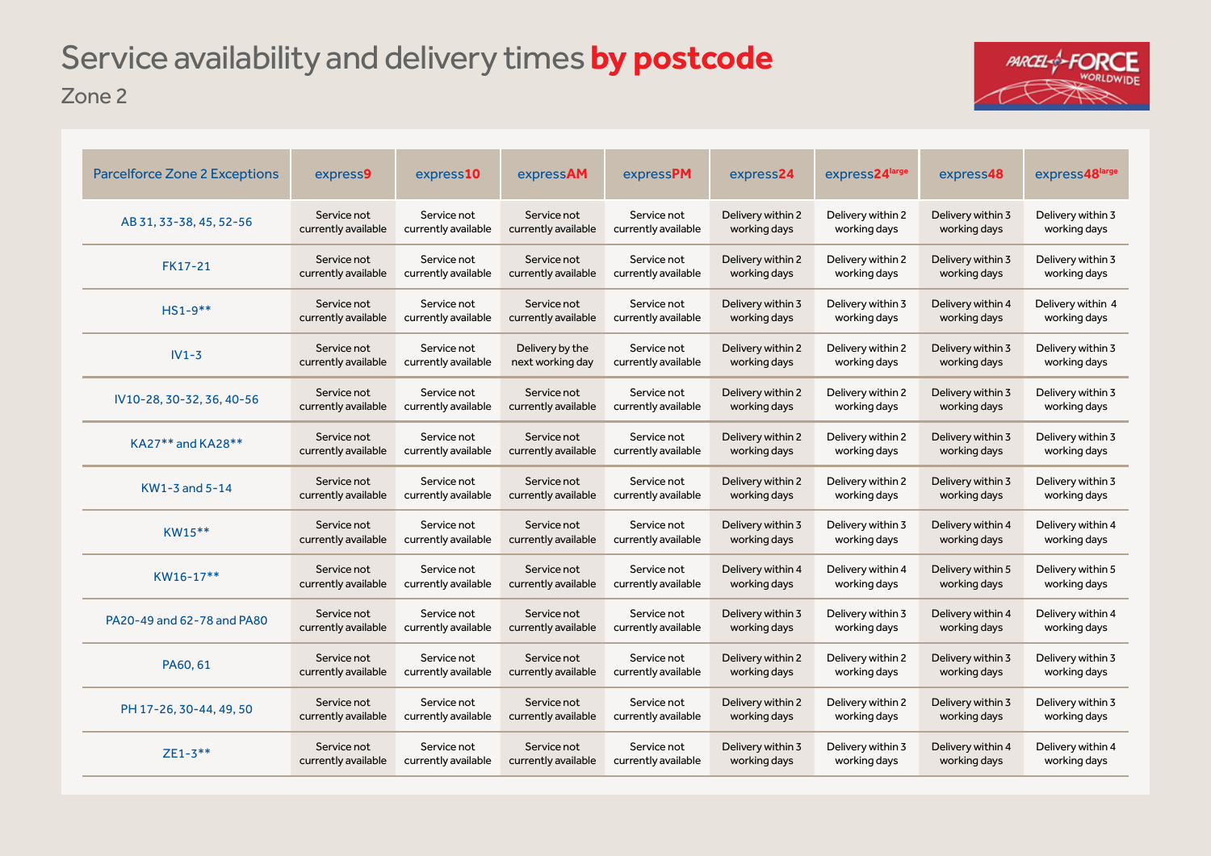# Service availability and delivery times **by postcode**

## Zone 2

| Parcelforce Zone 2 Exceptions | express9 | express10 | expressAM | expressPM | express24 | express24large | express48 | express48large |
|---|---|---|---|---|---|---|---|---|
| AB 31, 33-38, 45, 52-56 | Service not currently available | Service not currently available | Service not currently available | Service not currently available | Delivery within 2 working days | Delivery within 2 working days | Delivery within 3 working days | Delivery within 3 working days |
| FK17-21 | Service not currently available | Service not currently available | Service not currently available | Service not currently available | Delivery within 2 working days | Delivery within 2 working days | Delivery within 3 working days | Delivery within 3 working days |
| HS1-9** | Service not currently available | Service not currently available | Service not currently available | Service not currently available | Delivery within 3 working days | Delivery within 3 working days | Delivery within 4 working days | Delivery within 4 working days |
| IV1-3 | Service not currently available | Service not currently available | Delivery by the next working day | Service not currently available | Delivery within 2 working days | Delivery within 2 working days | Delivery within 3 working days | Delivery within 3 working days |
| IV10-28, 30-32, 36, 40-56 | Service not currently available | Service not currently available | Service not currently available | Service not currently available | Delivery within 2 working days | Delivery within 2 working days | Delivery within 3 working days | Delivery within 3 working days |
| KA27** and KA28** | Service not currently available | Service not currently available | Service not currently available | Service not currently available | Delivery within 2 working days | Delivery within 2 working days | Delivery within 3 working days | Delivery within 3 working days |
| KW1-3 and 5-14 | Service not currently available | Service not currently available | Service not currently available | Service not currently available | Delivery within 2 working days | Delivery within 2 working days | Delivery within 3 working days | Delivery within 3 working days |
| KW15** | Service not currently available | Service not currently available | Service not currently available | Service not currently available | Delivery within 3 working days | Delivery within 3 working days | Delivery within 4 working days | Delivery within 4 working days |
| KW16-17** | Service not currently available | Service not currently available | Service not currently available | Service not currently available | Delivery within 4 working days | Delivery within 4 working days | Delivery within 5 working days | Delivery within 5 working days |
| PA20-49 and 62-78 and PA80 | Service not currently available | Service not currently available | Service not currently available | Service not currently available | Delivery within 3 working days | Delivery within 3 working days | Delivery within 4 working days | Delivery within 4 working days |
| PA60, 61 | Service not currently available | Service not currently available | Service not currently available | Service not currently available | Delivery within 2 working days | Delivery within 2 working days | Delivery within 3 working days | Delivery within 3 working days |
| PH 17-26, 30-44, 49, 50 | Service not currently available | Service not currently available | Service not currently available | Service not currently available | Delivery within 2 working days | Delivery within 2 working days | Delivery within 3 working days | Delivery within 3 working days |
| ZE1-3** | Service not currently available | Service not currently available | Service not currently available | Service not currently available | Delivery within 3 working days | Delivery within 3 working days | Delivery within 4 working days | Delivery within 4 working days |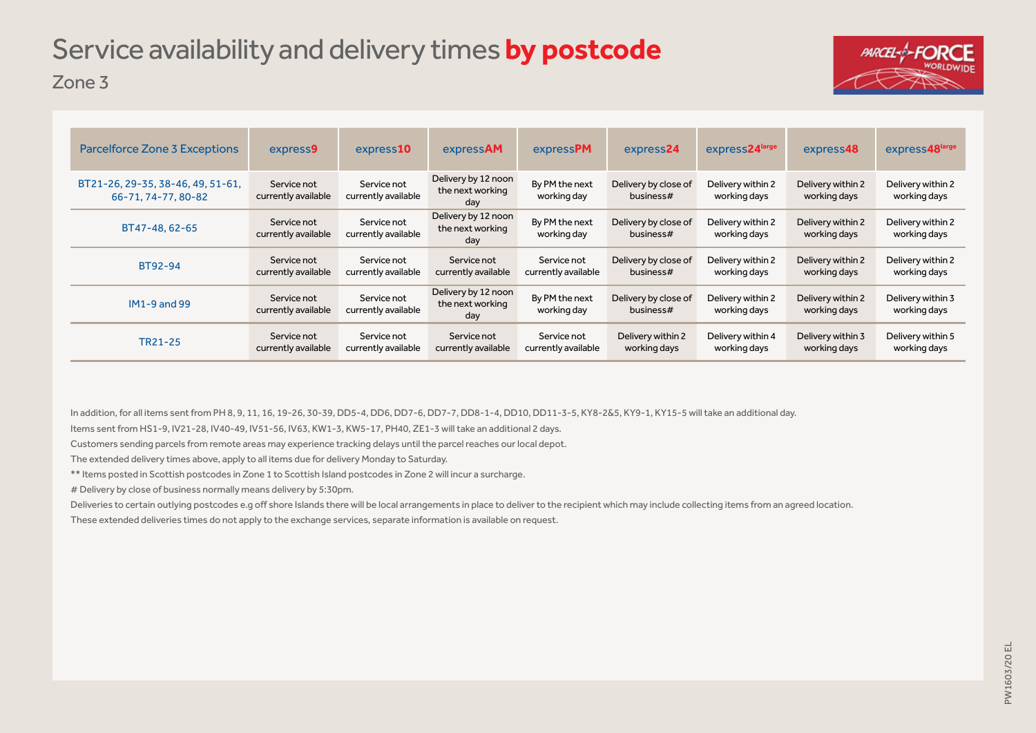# Service availability and delivery times **by postcode**

Zone 3

| Parcelforce Zone 3 Exceptions | express9 | express10 | expressAM | expressPM | express24 | express24large | express48 | express48large |
|---|---|---|---|---|---|---|---|---|
| BT21-26, 29-35, 38-46, 49, 51-61, 66-71, 74-77, 80-82 | Service not currently available | Service not currently available | Delivery by 12 noon the next working day | By PM the next working day | Delivery by close of business# | Delivery within 2 working days | Delivery within 2 working days | Delivery within 2 working days |
| BT47-48, 62-65 | Service not currently available | Service not currently available | Delivery by 12 noon the next working day | By PM the next working day | Delivery by close of business# | Delivery within 2 working days | Delivery within 2 working days | Delivery within 2 working days |
| BT92-94 | Service not currently available | Service not currently available | Service not currently available | Service not currently available | Delivery by close of business# | Delivery within 2 working days | Delivery within 2 working days | Delivery within 2 working days |
| IM1-9 and 99 | Service not currently available | Service not currently available | Delivery by 12 noon the next working day | By PM the next working day | Delivery by close of business# | Delivery within 2 working days | Delivery within 2 working days | Delivery within 3 working days |
| TR21-25 | Service not currently available | Service not currently available | Service not currently available | Service not currently available | Delivery within 2 working days | Delivery within 4 working days | Delivery within 3 working days | Delivery within 5 working days |

In addition, for all items sent from PH 8, 9, 11, 16, 19-26, 30-39, DD5-4, DD6, DD7-6, DD7-7, DD8-1-4, DD10, DD11-3-5, KY8-2&5, KY9-1, KY15-5 will take an additional day.

Items sent from HS1-9, IV21-28, IV40-49, IV51-56, IV63, KW1-3, KW5-17, PH40, ZE1-3 will take an additional 2 days.

Customers sending parcels from remote areas may experience tracking delays until the parcel reaches our local depot.

The extended delivery times above, apply to all items due for delivery Monday to Saturday.

** Items posted in Scottish postcodes in Zone 1 to Scottish Island postcodes in Zone 2 will incur a surcharge.

# Delivery by close of business normally means delivery by 5:30pm.

Deliveries to certain outlying postcodes e.g off shore Islands there will be local arrangements in place to deliver to the recipient which may include collecting items from an agreed location.

These extended deliveries times do not apply to the exchange services, separate information is available on request.

PW1603/20 EL